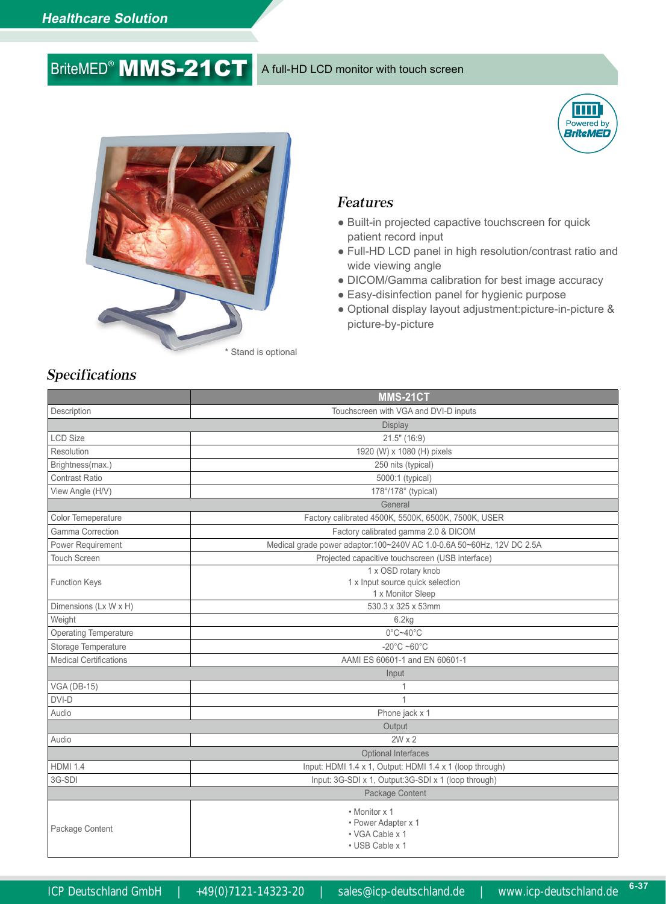Healthcare Solution

# BriteMED® MMS-21CT

A full-HD LCD monitor with touch screen

Powered by BriteMED

\* Stand is optional

## Features

- Built-in projected capacitive touchscreen for quick patient record input
- Full-HD LCD panel in high resolution/contrast ratio and wide viewing angle
- DICOM/Gamma calibration for best image accuracy
- Easy-disinfection panel for hygienic purpose
- Optional display layout adjustment:picture-in-picture & picture-by-picture

## Specifications

| | MMS-21CT |
|---|---|
| Description | Touchscreen with VGA and DVI-D inputs |
| **Display** | |
| LCD Size | 21.5" (16:9) |
| Resolution | 1920 (W) x 1080 (H) pixels |
| Brightness(max.) | 250 nits (typical) |
| Contrast Ratio | 5000:1 (typical) |
| View Angle (H/V) | 178°/178° (typical) |
| **General** | |
| Color Temeperature | Factory calibrated 4500K, 5500K, 6500K, 7500K, USER |
| Gamma Correction | Factory calibrated gamma 2.0 & DICOM |
| Power Requirement | Medical grade power adaptor:100~240V AC 1.0-0.6A 50~60Hz, 12V DC 2.5A |
| Touch Screen | Projected capacitive touchscreen (USB interface) |
| Function Keys | 1 x OSD rotary knob<br>1 x Input source quick selection<br>1 x Monitor Sleep |
| Dimensions (Lx W x H) | 530.3 x 325 x 53mm |
| Weight | 6.2kg |
| Operating Temperature | 0°C~40°C |
| Storage Temperature | -20°C ~60°C |
| Medical Certifications | AAMI ES 60601-1 and EN 60601-1 |
| **Input** | |
| VGA (DB-15) | 1 |
| DVI-D | 1 |
| Audio | Phone jack x 1 |
| **Output** | |
| Audio | 2W x 2 |
| **Optional Interfaces** | |
| HDMI 1.4 | Input: HDMI 1.4 x 1, Output: HDMI 1.4 x 1 (loop through) |
| 3G-SDI | Input: 3G-SDI x 1, Output:3G-SDI x 1 (loop through) |
| **Package Content** | |
| Package Content | • Monitor x 1<br>• Power Adapter x 1<br>• VGA Cable x 1<br>• USB Cable x 1 |

ICP Deutschland GmbH | +49(0)7121-14323-20 | sales@icp-deutschland.de | www.icp-deutschland.de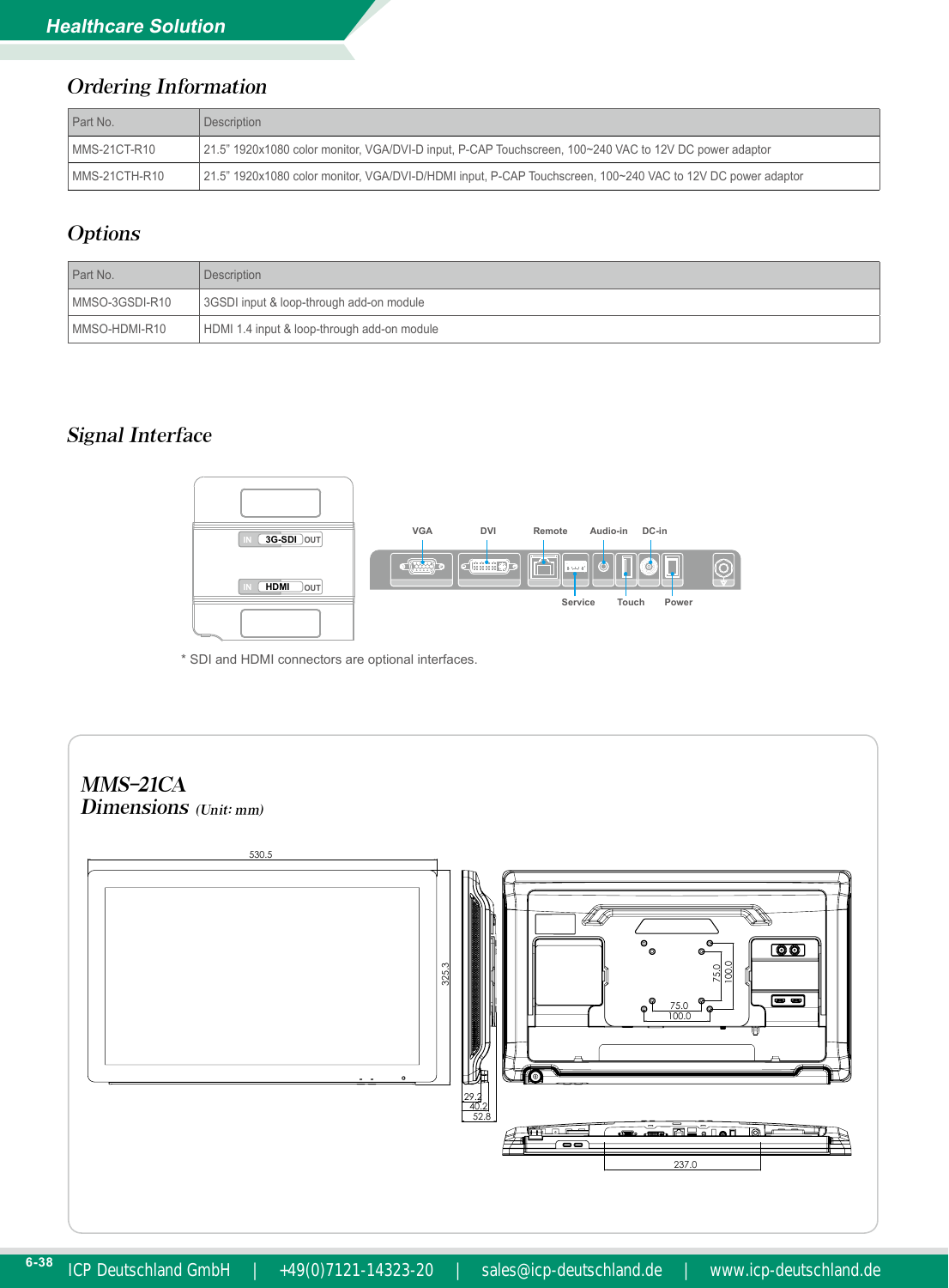## Ordering Information

| Part No. | Description |
|---|---|
| MMS-21CT-R10 | 21.5" 1920x1080 color monitor, VGA/DVI-D input, P-CAP Touchscreen, 100~240 VAC to 12V DC power adaptor |
| MMS-21CTH-R10 | 21.5" 1920x1080 color monitor, VGA/DVI-D/HDMI input, P-CAP Touchscreen, 100~240 VAC to 12V DC power adaptor |

## Options

| Part No. | Description |
|---|---|
| MMSO-3GSDI-R10 | 3GSDI input & loop-through add-on module |
| MMSO-HDMI-R10 | HDMI 1.4 input & loop-through add-on module |

## Signal Interface

IN 3G-SDI OUT

IN HDMI OUT

VGA
DVI
Remote
Audio-in
DC-in
Service
Touch
Power

* SDI and HDMI connectors are optional interfaces.

## MMS-21CA Dimensions *(Unit: mm)*

530.5
325.3
29.2
40.2
52.8
75.0
100.0
75.0
100.0
237.0